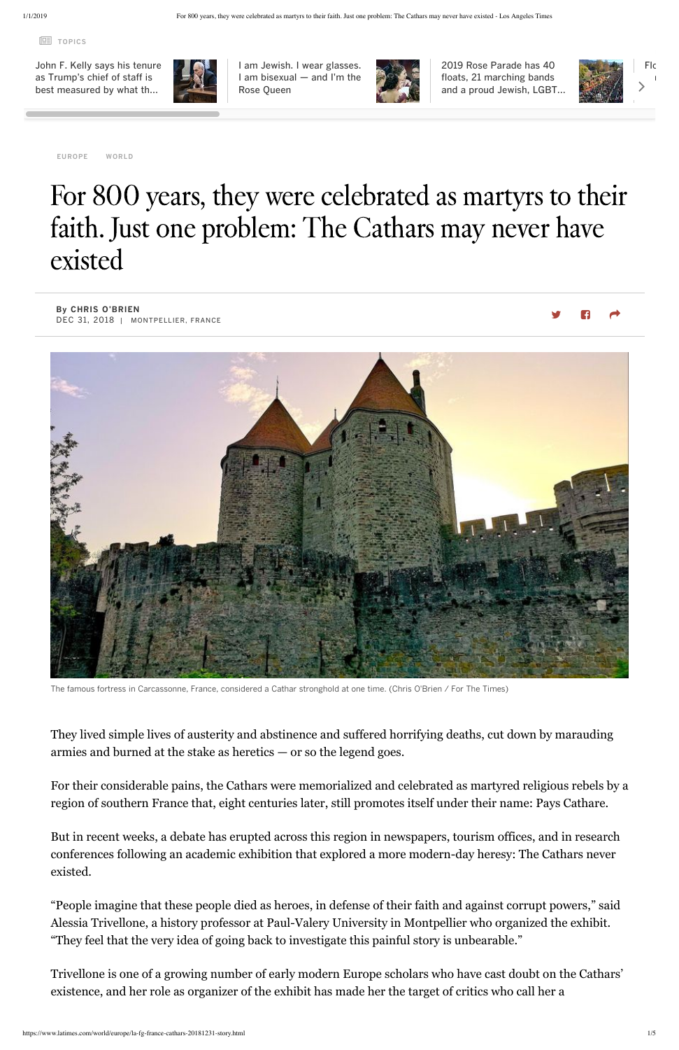EUROPE WORLD

# For 800 years, they were celebrated as martyrs to their faith. Just one problem: The Cathars may never have existed

**By CHRIS O'BRIEN**
DEC 31, 2018 | MONTPELLIER, FRANCE

The famous fortress in Carcassonne, France, considered a Cathar stronghold at one time. (Chris O'Brien / For The Times)

They lived simple lives of austerity and abstinence and suffered horrifying deaths, cut down by marauding armies and burned at the stake as heretics — or so the legend goes.

For their considerable pains, the Cathars were memorialized and celebrated as martyred religious rebels by a region of southern France that, eight centuries later, still promotes itself under their name: Pays Cathare.

But in recent weeks, a debate has erupted across this region in newspapers, tourism offices, and in research conferences following an academic exhibition that explored a more modern-day heresy: The Cathars never existed.

"People imagine that these people died as heroes, in defense of their faith and against corrupt powers," said Alessia Trivellone, a history professor at Paul-Valery University in Montpellier who organized the exhibit. "They feel that the very idea of going back to investigate this painful story is unbearable."

Trivellone is one of a growing number of early modern Europe scholars who have cast doubt on the Cathars' existence, and her role as organizer of the exhibit has made her the target of critics who call her a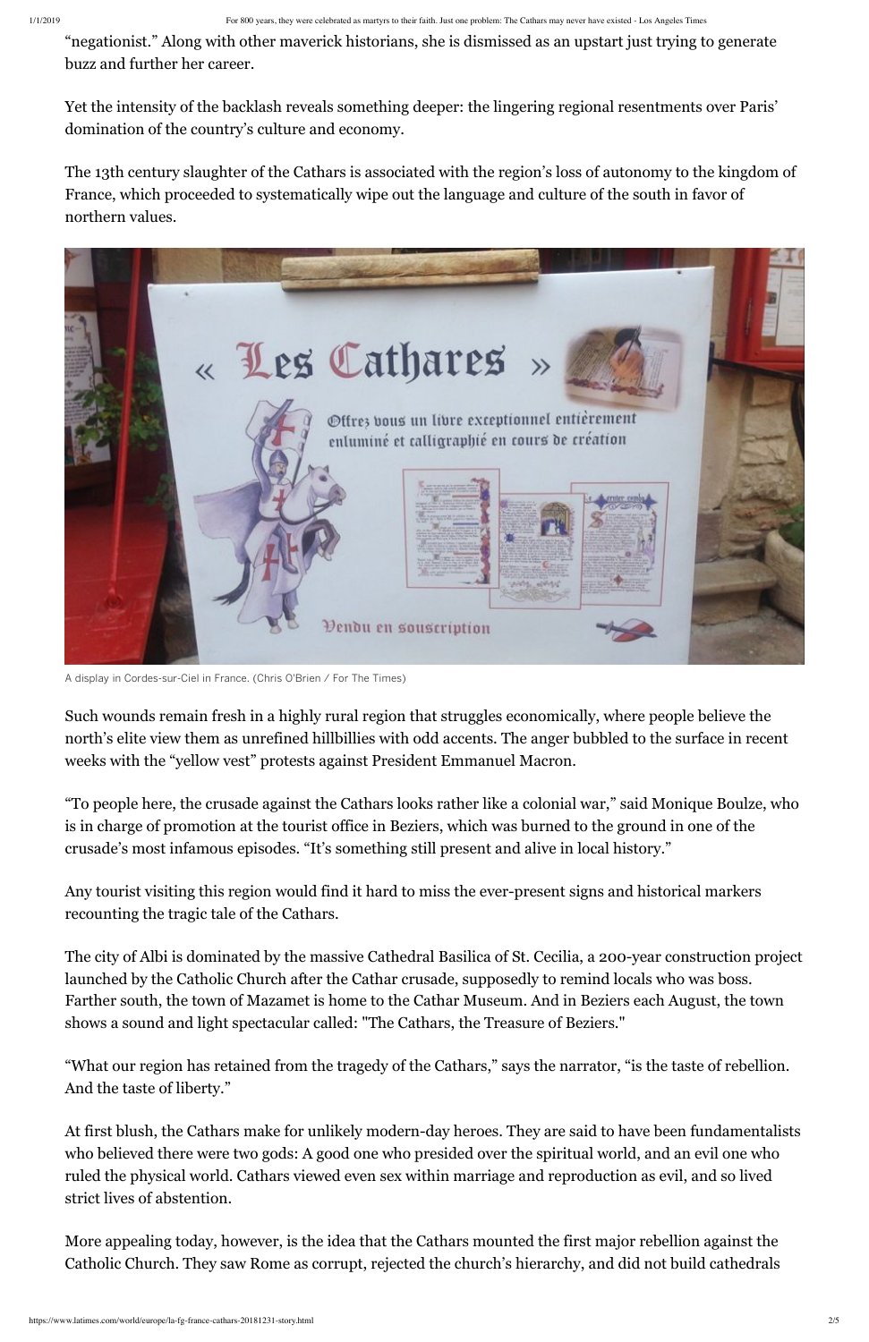"negationist." Along with other maverick historians, she is dismissed as an upstart just trying to generate buzz and further her career.

Yet the intensity of the backlash reveals something deeper: the lingering regional resentments over Paris' domination of the country's culture and economy.

The 13th century slaughter of the Cathars is associated with the region's loss of autonomy to the kingdom of France, which proceeded to systematically wipe out the language and culture of the south in favor of northern values.

A display in Cordes-sur-Ciel in France. (Chris O'Brien / For The Times)

Such wounds remain fresh in a highly rural region that struggles economically, where people believe the north's elite view them as unrefined hillbillies with odd accents. The anger bubbled to the surface in recent weeks with the "yellow vest" protests against President Emmanuel Macron.

"To people here, the crusade against the Cathars looks rather like a colonial war," said Monique Boulze, who is in charge of promotion at the tourist office in Beziers, which was burned to the ground in one of the crusade's most infamous episodes. "It's something still present and alive in local history."

Any tourist visiting this region would find it hard to miss the ever-present signs and historical markers recounting the tragic tale of the Cathars.

The city of Albi is dominated by the massive Cathedral Basilica of St. Cecilia, a 200-year construction project launched by the Catholic Church after the Cathar crusade, supposedly to remind locals who was boss. Farther south, the town of Mazamet is home to the Cathar Museum. And in Beziers each August, the town shows a sound and light spectacular called: "The Cathars, the Treasure of Beziers."

"What our region has retained from the tragedy of the Cathars," says the narrator, "is the taste of rebellion. And the taste of liberty."

At first blush, the Cathars make for unlikely modern-day heroes. They are said to have been fundamentalists who believed there were two gods: A good one who presided over the spiritual world, and an evil one who ruled the physical world. Cathars viewed even sex within marriage and reproduction as evil, and so lived strict lives of abstention.

More appealing today, however, is the idea that the Cathars mounted the first major rebellion against the Catholic Church. They saw Rome as corrupt, rejected the church's hierarchy, and did not build cathedrals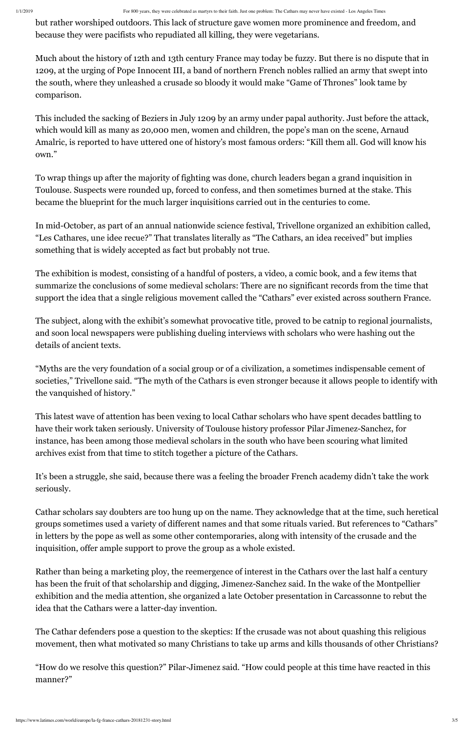but rather worshiped outdoors. This lack of structure gave women more prominence and freedom, and because they were pacifists who repudiated all killing, they were vegetarians.

Much about the history of 12th and 13th century France may today be fuzzy. But there is no dispute that in 1209, at the urging of Pope Innocent III, a band of northern French nobles rallied an army that swept into the south, where they unleashed a crusade so bloody it would make "Game of Thrones" look tame by comparison.

This included the sacking of Beziers in July 1209 by an army under papal authority. Just before the attack, which would kill as many as 20,000 men, women and children, the pope's man on the scene, Arnaud Amalric, is reported to have uttered one of history's most famous orders: "Kill them all. God will know his own."

To wrap things up after the majority of fighting was done, church leaders began a grand inquisition in Toulouse. Suspects were rounded up, forced to confess, and then sometimes burned at the stake. This became the blueprint for the much larger inquisitions carried out in the centuries to come.

In mid-October, as part of an annual nationwide science festival, Trivellone organized an exhibition called, "Les Cathares, une idee recue?" That translates literally as "The Cathars, an idea received" but implies something that is widely accepted as fact but probably not true.

The exhibition is modest, consisting of a handful of posters, a video, a comic book, and a few items that summarize the conclusions of some medieval scholars: There are no significant records from the time that support the idea that a single religious movement called the "Cathars" ever existed across southern France.

The subject, along with the exhibit's somewhat provocative title, proved to be catnip to regional journalists, and soon local newspapers were publishing dueling interviews with scholars who were hashing out the details of ancient texts.

"Myths are the very foundation of a social group or of a civilization, a sometimes indispensable cement of societies," Trivellone said. "The myth of the Cathars is even stronger because it allows people to identify with the vanquished of history."

This latest wave of attention has been vexing to local Cathar scholars who have spent decades battling to have their work taken seriously. University of Toulouse history professor Pilar Jimenez-Sanchez, for instance, has been among those medieval scholars in the south who have been scouring what limited archives exist from that time to stitch together a picture of the Cathars.

It's been a struggle, she said, because there was a feeling the broader French academy didn't take the work seriously.

Cathar scholars say doubters are too hung up on the name. They acknowledge that at the time, such heretical groups sometimes used a variety of different names and that some rituals varied. But references to "Cathars" in letters by the pope as well as some other contemporaries, along with intensity of the crusade and the inquisition, offer ample support to prove the group as a whole existed.

Rather than being a marketing ploy, the reemergence of interest in the Cathars over the last half a century has been the fruit of that scholarship and digging, Jimenez-Sanchez said. In the wake of the Montpellier exhibition and the media attention, she organized a late October presentation in Carcassonne to rebut the idea that the Cathars were a latter-day invention.

The Cathar defenders pose a question to the skeptics: If the crusade was not about quashing this religious movement, then what motivated so many Christians to take up arms and kills thousands of other Christians?

"How do we resolve this question?" Pilar-Jimenez said. "How could people at this time have reacted in this manner?"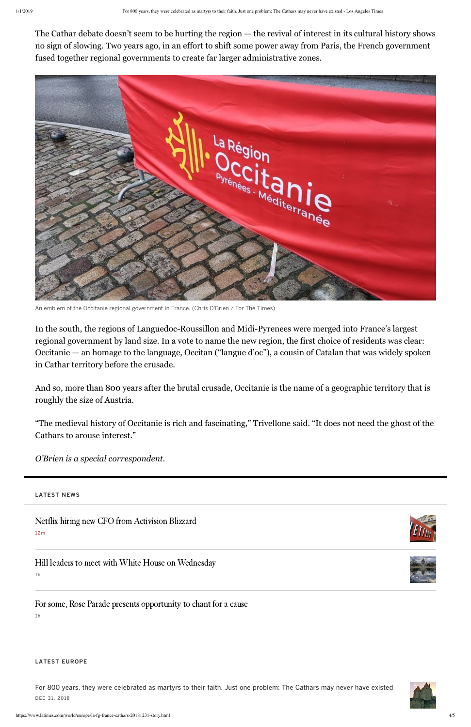The Cathar debate doesn't seem to be hurting the region — the revival of interest in its cultural history shows no sign of slowing. Two years ago, in an effort to shift some power away from Paris, the French government fused together regional governments to create far larger administrative zones.

An emblem of the Occitanie regional government in France. (Chris O'Brien / For The Times)

In the south, the regions of Languedoc-Roussillon and Midi-Pyrenees were merged into France's largest regional government by land size. In a vote to name the new region, the first choice of residents was clear: Occitanie — an homage to the language, Occitan ("langue d'oc"), a cousin of Catalan that was widely spoken in Cathar territory before the crusade.

And so, more than 800 years after the brutal crusade, Occitanie is the name of a geographic territory that is roughly the size of Austria.

"The medieval history of Occitanie is rich and fascinating," Trivellone said. "It does not need the ghost of the Cathars to arouse interest."

*O'Brien is a special correspondent.*

---

**LATEST NEWS**

Netflix hiring new CFO from Activision Blizzard
12m

Hill leaders to meet with White House on Wednesday
1h

For some, Rose Parade presents opportunity to chant for a cause
1h

**LATEST EUROPE**

For 800 years, they were celebrated as martyrs to their faith. Just one problem: The Cathars may never have existed
DEC 31, 2018